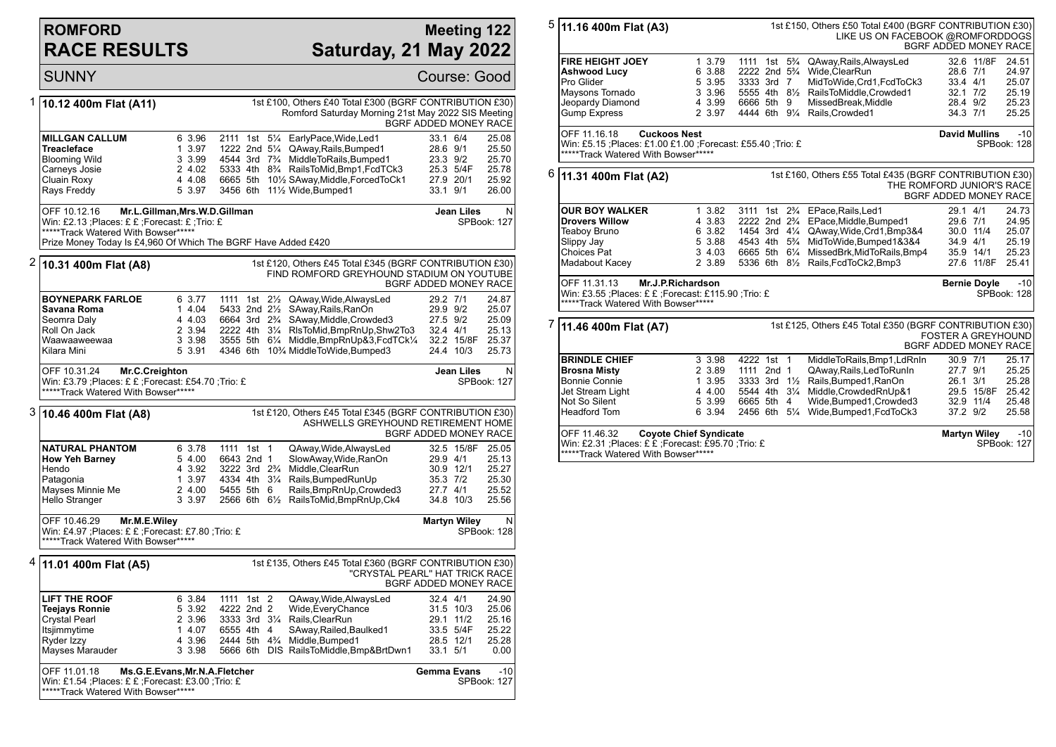# ROMFORD RACE RESULTS

## Meeting 122 — Saturday, 21 May 2022

SUNNY — Course: Good

### 1 10.12 400m Flat (A11)

1st £100, Others £40 Total £300 (BGRF CONTRIBUTION £30)
Romford Saturday Morning 21st May 2022 SIS Meeting
BGRF ADDED MONEY RACE

| Greyhound | Trap | Split | Sectionals | Pos | Dist | Comment | Wt | SP | Time |
|---|---|---|---|---|---|---|---|---|---|
| **MILLGAN CALLUM** | 6 | 3.96 | 2111 | 1st | 5¼ | EarlyPace,Wide,Led1 | 33.1 | 6/4 | 25.08 |
| **Treacleface** | 1 | 3.97 | 1222 | 2nd | 5¼ | QAway,Rails,Bumped1 | 28.6 | 9/1 | 25.50 |
| Blooming Wild | 3 | 3.99 | 4544 | 3rd | 7¾ | MiddleToRails,Bumped1 | 23.3 | 9/2 | 25.70 |
| Carneys Josie | 2 | 4.02 | 5333 | 4th | 8¾ | RailsToMid,Bmp1,FcdTCk3 | 25.3 | 5/4F | 25.78 |
| Cluain Roxy | 4 | 4.08 | 6665 | 5th | 10½ | SAway,Middle,ForcedToCk1 | 27.9 | 20/1 | 25.92 |
| Rays Freddy | 5 | 3.97 | 3456 | 6th | 11½ | Wide,Bumped1 | 33.1 | 9/1 | 26.00 |

OFF 10.12.16 **Mr.L.Gillman,Mrs.W.D.Gillman** — **Jean Liles** N
Win: £2.13 ;Places: £ £ ;Forecast: £ ;Trio: £ — SPBook: 127
*****Track Watered With Bowser*****
Prize Money Today Is £4,960 Of Which The BGRF Have Added £420

### 2 10.31 400m Flat (A8)

1st £120, Others £45 Total £345 (BGRF CONTRIBUTION £30)
FIND ROMFORD GREYHOUND STADIUM ON YOUTUBE
BGRF ADDED MONEY RACE

| Greyhound | Trap | Split | Sectionals | Pos | Dist | Comment | Wt | SP | Time |
|---|---|---|---|---|---|---|---|---|---|
| **BOYNEPARK FARLOE** | 6 | 3.77 | 1111 | 1st | 2½ | QAway,Wide,AlwaysLed | 29.2 | 7/1 | 24.87 |
| **Savana Roma** | 1 | 4.04 | 5433 | 2nd | 2½ | SAway,Rails,RanOn | 29.9 | 9/2 | 25.07 |
| Seomra Daly | 4 | 4.03 | 6664 | 3rd | 2¾ | SAway,Middle,Crowded3 | 27.5 | 9/2 | 25.09 |
| Roll On Jack | 2 | 3.94 | 2222 | 4th | 3¼ | RlsToMid,BmpRnUp,Shw2To3 | 32.4 | 4/1 | 25.13 |
| Waawaaweewaa | 3 | 3.98 | 3555 | 5th | 6¼ | Middle,BmpRnUp&3,FcdTCk¼ | 32.2 | 15/8F | 25.37 |
| Kilara Mini | 5 | 3.91 | 4346 | 6th | 10¾ | MiddleToWide,Bumped3 | 24.4 | 10/3 | 25.73 |

OFF 10.31.24 **Mr.C.Creighton** — **Jean Liles** N
Win: £3.79 ;Places: £ £ ;Forecast: £54.70 ;Trio: £ — SPBook: 127
*****Track Watered With Bowser*****

### 3 10.46 400m Flat (A8)

1st £120, Others £45 Total £345 (BGRF CONTRIBUTION £30)
ASHWELLS GREYHOUND RETIREMENT HOME
BGRF ADDED MONEY RACE

| Greyhound | Trap | Split | Sectionals | Pos | Dist | Comment | Wt | SP | Time |
|---|---|---|---|---|---|---|---|---|---|
| **NATURAL PHANTOM** | 6 | 3.78 | 1111 | 1st | 1 | QAway,Wide,AlwaysLed | 32.5 | 15/8F | 25.05 |
| **How Yeh Barney** | 5 | 4.00 | 6643 | 2nd | 1 | SlowAway,Wide,RanOn | 29.9 | 4/1 | 25.13 |
| Hendo | 4 | 3.92 | 3222 | 3rd | 2¾ | Middle,ClearRun | 30.9 | 12/1 | 25.27 |
| Patagonia | 1 | 3.97 | 4334 | 4th | 3¼ | Rails,BumpedRunUp | 35.3 | 7/2 | 25.30 |
| Mayses Minnie Me | 2 | 4.00 | 5455 | 5th | 6 | Rails,BmpRnUp,Crowded3 | 27.7 | 4/1 | 25.52 |
| Hello Stranger | 3 | 3.97 | 2566 | 6th | 6½ | RailsToMid,BmpRnUp,Ck4 | 34.8 | 10/3 | 25.56 |

OFF 10.46.29 **Mr.M.E.Wiley** — **Martyn Wiley** N
Win: £4.97 ;Places: £ £ ;Forecast: £7.80 ;Trio: £ — SPBook: 128
*****Track Watered With Bowser*****

### 4 11.01 400m Flat (A5)

1st £135, Others £45 Total £360 (BGRF CONTRIBUTION £30)
"CRYSTAL PEARL" HAT TRICK RACE
BGRF ADDED MONEY RACE

| Greyhound | Trap | Split | Sectionals | Pos | Dist | Comment | Wt | SP | Time |
|---|---|---|---|---|---|---|---|---|---|
| **LIFT THE ROOF** | 6 | 3.84 | 1111 | 1st | 2 | QAway,Wide,AlwaysLed | 32.4 | 4/1 | 24.90 |
| **Teejays Ronnie** | 5 | 3.92 | 4222 | 2nd | 2 | Wide,EveryChance | 31.5 | 10/3 | 25.06 |
| Crystal Pearl | 2 | 3.96 | 3333 | 3rd | 3¼ | Rails,ClearRun | 29.1 | 11/2 | 25.16 |
| Itsjimmytime | 1 | 4.07 | 6555 | 4th | 4 | SAway,Railed,Baulked1 | 33.5 | 5/4F | 25.22 |
| Ryder Izzy | 4 | 3.96 | 2444 | 5th | 4¾ | Middle,Bumped1 | 28.5 | 12/1 | 25.28 |
| Mayses Marauder | 3 | 3.98 | 5666 | 6th | DIS | RailsToMiddle,Bmp&BrtDwn1 | 33.1 | 5/1 | 0.00 |

OFF 11.01.18 **Ms.G.E.Evans,Mr.N.A.Fletcher** — **Gemma Evans** -10
Win: £1.54 ;Places: £ £ ;Forecast: £3.00 ;Trio: £ — SPBook: 127
*****Track Watered With Bowser*****

### 5 11.16 400m Flat (A3)

1st £150, Others £50 Total £400 (BGRF CONTRIBUTION £30)
LIKE US ON FACEBOOK @ROMFORDDOGS
BGRF ADDED MONEY RACE

| Greyhound | Trap | Split | Sectionals | Pos | Dist | Comment | Wt | SP | Time |
|---|---|---|---|---|---|---|---|---|---|
| **FIRE HEIGHT JOEY** | 1 | 3.79 | 1111 | 1st | 5¾ | QAway,Rails,AlwaysLed | 32.6 | 11/8F | 24.51 |
| **Ashwood Lucy** | 6 | 3.88 | 2222 | 2nd | 5¾ | Wide,ClearRun | 28.6 | 7/1 | 24.97 |
| Pro Glider | 5 | 3.95 | 3333 | 3rd | 7 | MidToWide,Crd1,FcdToCk3 | 33.4 | 4/1 | 25.07 |
| Maysons Tornado | 3 | 3.96 | 5555 | 4th | 8½ | RailsToMiddle,Crowded1 | 32.1 | 7/2 | 25.19 |
| Jeopardy Diamond | 4 | 3.99 | 6666 | 5th | 9 | MissedBreak,Middle | 28.4 | 9/2 | 25.23 |
| Gump Express | 2 | 3.97 | 4444 | 6th | 9¼ | Rails,Crowded1 | 34.3 | 7/1 | 25.25 |

OFF 11.16.18 **Cuckoos Nest** — **David Mullins** -10
Win: £5.15 ;Places: £1.00 £1.00 ;Forecast: £55.40 ;Trio: £ — SPBook: 128
*****Track Watered With Bowser*****

### 6 11.31 400m Flat (A2)

1st £160, Others £55 Total £435 (BGRF CONTRIBUTION £30)
THE ROMFORD JUNIOR'S RACE
BGRF ADDED MONEY RACE

| Greyhound | Trap | Split | Sectionals | Pos | Dist | Comment | Wt | SP | Time |
|---|---|---|---|---|---|---|---|---|---|
| **OUR BOY WALKER** | 1 | 3.82 | 3111 | 1st | 2¾ | EPace,Rails,Led1 | 29.1 | 4/1 | 24.73 |
| **Drovers Willow** | 4 | 3.83 | 2222 | 2nd | 2¾ | EPace,Middle,Bumped1 | 29.6 | 7/1 | 24.95 |
| Teaboy Bruno | 6 | 3.82 | 1454 | 3rd | 4¼ | QAway,Wide,Crd1,Bmp3&4 | 30.0 | 11/4 | 25.07 |
| Slippy Jay | 5 | 3.88 | 4543 | 4th | 5¾ | MidToWide,Bumped1&3&4 | 34.9 | 4/1 | 25.19 |
| Choices Pat | 3 | 4.03 | 6665 | 5th | 6¼ | MissedBrk,MidToRails,Bmp4 | 35.9 | 14/1 | 25.23 |
| Madabout Kacey | 2 | 3.89 | 5336 | 6th | 8½ | Rails,FcdToCk2,Bmp3 | 27.6 | 11/8F | 25.41 |

OFF 11.31.13 **Mr.J.P.Richardson** — **Bernie Doyle** -10
Win: £3.55 ;Places: £ £ ;Forecast: £115.90 ;Trio: £ — SPBook: 128
*****Track Watered With Bowser*****

### 7 11.46 400m Flat (A7)

1st £125, Others £45 Total £350 (BGRF CONTRIBUTION £30)
FOSTER A GREYHOUND
BGRF ADDED MONEY RACE

| Greyhound | Trap | Split | Sectionals | Pos | Dist | Comment | Wt | SP | Time |
|---|---|---|---|---|---|---|---|---|---|
| **BRINDLE CHIEF** | 3 | 3.98 | 4222 | 1st | 1 | MiddleToRails,Bmp1,LdRnIn | 30.9 | 7/1 | 25.17 |
| **Brosna Misty** | 2 | 3.89 | 1111 | 2nd | 1 | QAway,Rails,LedToRunIn | 27.7 | 9/1 | 25.25 |
| Bonnie Connie | 1 | 3.95 | 3333 | 3rd | 1½ | Rails,Bumped1,RanOn | 26.1 | 3/1 | 25.28 |
| Jet Stream Light | 4 | 4.00 | 5544 | 4th | 3¼ | Middle,CrowdedRnUp&1 | 29.5 | 15/8F | 25.42 |
| Not So Silent | 5 | 3.99 | 6665 | 5th | 4 | Wide,Bumped1,Crowded3 | 32.9 | 11/4 | 25.48 |
| Headford Tom | 6 | 3.94 | 2456 | 6th | 5¼ | Wide,Bumped1,FcdToCk3 | 37.2 | 9/2 | 25.58 |

OFF 11.46.32 **Coyote Chief Syndicate** — **Martyn Wiley** -10
Win: £2.31 ;Places: £ £ ;Forecast: £95.70 ;Trio: £ — SPBook: 127
*****Track Watered With Bowser*****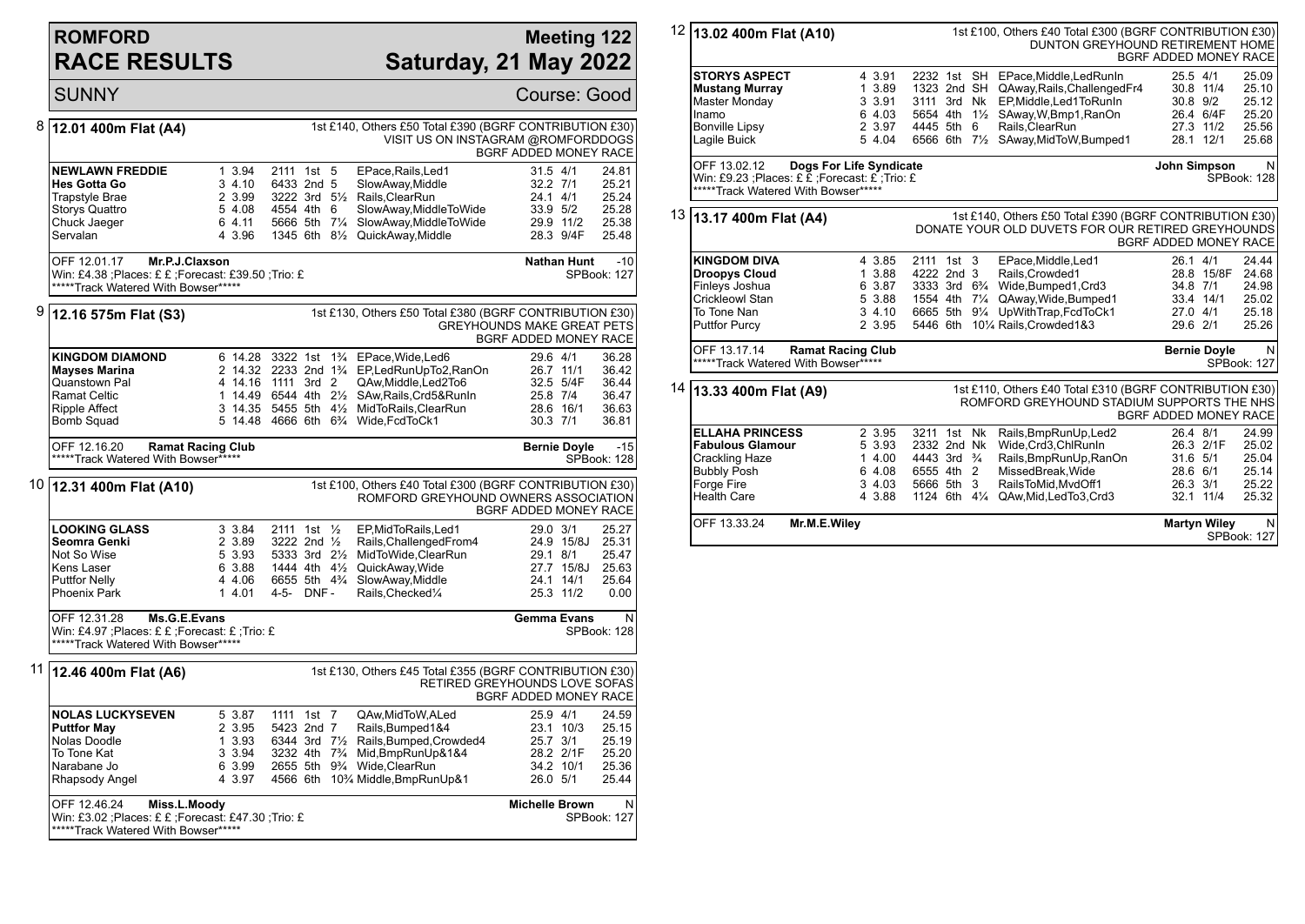# ROMFORD RACE RESULTS

## Meeting 122 Saturday, 21 May 2022

SUNNY — Course: Good

### 8 12.01 400m Flat (A4)

1st £140, Others £50 Total £390 (BGRF CONTRIBUTION £30)
VISIT US ON INSTAGRAM @ROMFORDDOGS
BGRF ADDED MONEY RACE

| | | | | | | | | | |
|---|---|---|---|---|---|---|---|---|---|
| **NEWLAWN FREDDIE** | 1 | 3.94 | 2111 | 1st | 5 | EPace,Rails,Led1 | 31.5 | 4/1 | 24.81 |
| **Hes Gotta Go** | 3 | 4.10 | 6433 | 2nd | 5 | SlowAway,Middle | 32.2 | 7/1 | 25.21 |
| Trapstyle Brae | 2 | 3.99 | 3222 | 3rd | 5½ | Rails,ClearRun | 24.1 | 4/1 | 25.24 |
| Storys Quattro | 5 | 4.08 | 4554 | 4th | 6 | SlowAway,MiddleToWide | 33.9 | 5/2 | 25.28 |
| Chuck Jaeger | 6 | 4.11 | 5666 | 5th | 7¼ | SlowAway,MiddleToWide | 29.9 | 11/2 | 25.38 |
| Servalan | 4 | 3.96 | 1345 | 6th | 8½ | QuickAway,Middle | 28.3 | 9/4F | 25.48 |

OFF 12.01.17 Mr.P.J.Claxson — Nathan Hunt -10
Win: £4.38 ;Places: £ £ ;Forecast: £39.50 ;Trio: £ — SPBook: 127
*****Track Watered With Bowser*****

### 9 12.16 575m Flat (S3)

1st £130, Others £50 Total £380 (BGRF CONTRIBUTION £30)
GREYHOUNDS MAKE GREAT PETS
BGRF ADDED MONEY RACE

| | | | | | | | | | |
|---|---|---|---|---|---|---|---|---|---|
| **KINGDOM DIAMOND** | 6 | 14.28 | 3322 | 1st | 1¾ | EPace,Wide,Led6 | 29.6 | 4/1 | 36.28 |
| **Mayses Marina** | 2 | 14.32 | 2233 | 2nd | 1¾ | EP,LedRunUpTo2,RanOn | 26.7 | 11/1 | 36.42 |
| Quanstown Pal | 4 | 14.16 | 1111 | 3rd | 2 | QAw,Middle,Led2To6 | 32.5 | 5/4F | 36.44 |
| Ramat Celtic | 1 | 14.49 | 6544 | 4th | 2½ | SAw,Rails,Crd5&RunIn | 25.8 | 7/4 | 36.47 |
| Ripple Affect | 3 | 14.35 | 5455 | 5th | 4½ | MidToRails,ClearRun | 28.6 | 16/1 | 36.63 |
| Bomb Squad | 5 | 14.48 | 4666 | 6th | 6¾ | Wide,FcdToCk1 | 30.3 | 7/1 | 36.81 |

OFF 12.16.20 Ramat Racing Club — Bernie Doyle -15
*****Track Watered With Bowser***** — SPBook: 128

### 10 12.31 400m Flat (A10)

1st £100, Others £40 Total £300 (BGRF CONTRIBUTION £30)
ROMFORD GREYHOUND OWNERS ASSOCIATION
BGRF ADDED MONEY RACE

| | | | | | | | | | |
|---|---|---|---|---|---|---|---|---|---|
| **LOOKING GLASS** | 3 | 3.84 | 2111 | 1st | ½ | EP,MidToRails,Led1 | 29.0 | 3/1 | 25.27 |
| **Seomra Genki** | 2 | 3.89 | 3222 | 2nd | ½ | Rails,ChallengedFrom4 | 24.9 | 15/8J | 25.31 |
| Not So Wise | 5 | 3.93 | 5333 | 3rd | 2½ | MidToWide,ClearRun | 29.1 | 8/1 | 25.47 |
| Kens Laser | 6 | 3.88 | 1444 | 4th | 4½ | QuickAway,Wide | 27.7 | 15/8J | 25.63 |
| Puttfor Nelly | 4 | 4.06 | 6655 | 5th | 4¾ | SlowAway,Middle | 24.1 | 14/1 | 25.64 |
| Phoenix Park | 1 | 4.01 | 4-5- | DNF | - | Rails,Checked¼ | 25.3 | 11/2 | 0.00 |

OFF 12.31.28 Ms.G.E.Evans — Gemma Evans N
Win: £4.97 ;Places: £ £ ;Forecast: £ ;Trio: £ — SPBook: 128
*****Track Watered With Bowser*****

### 11 12.46 400m Flat (A6)

1st £130, Others £45 Total £355 (BGRF CONTRIBUTION £30)
RETIRED GREYHOUNDS LOVE SOFAS
BGRF ADDED MONEY RACE

| | | | | | | | | | |
|---|---|---|---|---|---|---|---|---|---|
| **NOLAS LUCKYSEVEN** | 5 | 3.87 | 1111 | 1st | 7 | QAw,MidToW,ALed | 25.9 | 4/1 | 24.59 |
| **Puttfor May** | 2 | 3.95 | 5423 | 2nd | 7 | Rails,Bumped1&4 | 23.1 | 10/3 | 25.15 |
| Nolas Doodle | 1 | 3.93 | 6344 | 3rd | 7½ | Rails,Bumped,Crowded4 | 25.7 | 3/1 | 25.19 |
| To Tone Kat | 3 | 3.94 | 3232 | 4th | 7¾ | Mid,BmpRunUp&1&4 | 28.2 | 2/1F | 25.20 |
| Narabane Jo | 6 | 3.99 | 2655 | 5th | 9¾ | Wide,ClearRun | 34.2 | 10/1 | 25.36 |
| Rhapsody Angel | 4 | 3.97 | 4566 | 6th | 10¾ | Middle,BmpRunUp&1 | 26.0 | 5/1 | 25.44 |

OFF 12.46.24 Miss.L.Moody — Michelle Brown N
Win: £3.02 ;Places: £ £ ;Forecast: £47.30 ;Trio: £ — SPBook: 127
*****Track Watered With Bowser*****

### 12 13.02 400m Flat (A10)

1st £100, Others £40 Total £300 (BGRF CONTRIBUTION £30)
DUNTON GREYHOUND RETIREMENT HOME
BGRF ADDED MONEY RACE

| | | | | | | | | | |
|---|---|---|---|---|---|---|---|---|---|
| **STORYS ASPECT** | 4 | 3.91 | 2232 | 1st | SH | EPace,Middle,LedRunIn | 25.5 | 4/1 | 25.09 |
| **Mustang Murray** | 1 | 3.89 | 1323 | 2nd | SH | QAway,Rails,ChallengedFr4 | 30.8 | 11/4 | 25.10 |
| Master Monday | 3 | 3.91 | 3111 | 3rd | Nk | EP,Middle,Led1ToRunIn | 30.8 | 9/2 | 25.12 |
| Inamo | 6 | 4.03 | 5654 | 4th | 1½ | SAway,W,Bmp1,RanOn | 26.4 | 6/4F | 25.20 |
| Bonville Lipsy | 2 | 3.97 | 4445 | 5th | 6 | Rails,ClearRun | 27.3 | 11/2 | 25.56 |
| Lagile Buick | 5 | 4.04 | 6566 | 6th | 7½ | SAway,MidToW,Bumped1 | 28.1 | 12/1 | 25.68 |

OFF 13.02.12 Dogs For Life Syndicate — John Simpson N
Win: £9.23 ;Places: £ £ ;Forecast: £ ;Trio: £ — SPBook: 128
*****Track Watered With Bowser*****

### 13 13.17 400m Flat (A4)

1st £140, Others £50 Total £390 (BGRF CONTRIBUTION £30)
DONATE YOUR OLD DUVETS FOR OUR RETIRED GREYHOUNDS
BGRF ADDED MONEY RACE

| | | | | | | | | | |
|---|---|---|---|---|---|---|---|---|---|
| **KINGDOM DIVA** | 4 | 3.85 | 2111 | 1st | 3 | EPace,Middle,Led1 | 26.1 | 4/1 | 24.44 |
| **Droopys Cloud** | 1 | 3.88 | 4222 | 2nd | 3 | Rails,Crowded1 | 28.8 | 15/8F | 24.68 |
| Finleys Joshua | 6 | 3.87 | 3333 | 3rd | 6¾ | Wide,Bumped1,Crd3 | 34.8 | 7/1 | 24.98 |
| Crickleowl Stan | 5 | 3.88 | 1554 | 4th | 7¼ | QAway,Wide,Bumped1 | 33.4 | 14/1 | 25.02 |
| To Tone Nan | 3 | 4.10 | 6665 | 5th | 9¼ | UpWithTrap,FcdToCk1 | 27.0 | 4/1 | 25.18 |
| Puttfor Purcy | 2 | 3.95 | 5446 | 6th | 10¼ | Rails,Crowded1&3 | 29.6 | 2/1 | 25.26 |

OFF 13.17.14 Ramat Racing Club — Bernie Doyle N
*****Track Watered With Bowser***** — SPBook: 127

### 14 13.33 400m Flat (A9)

1st £110, Others £40 Total £310 (BGRF CONTRIBUTION £30)
ROMFORD GREYHOUND STADIUM SUPPORTS THE NHS
BGRF ADDED MONEY RACE

| | | | | | | | | | |
|---|---|---|---|---|---|---|---|---|---|
| **ELLAHA PRINCESS** | 2 | 3.95 | 3211 | 1st | Nk | Rails,BmpRunUp,Led2 | 26.4 | 8/1 | 24.99 |
| **Fabulous Glamour** | 5 | 3.93 | 2332 | 2nd | Nk | Wide,Crd3,ChlRunIn | 26.3 | 2/1F | 25.02 |
| Crackling Haze | 1 | 4.00 | 4443 | 3rd | ¾ | Rails,BmpRunUp,RanOn | 31.6 | 5/1 | 25.04 |
| Bubbly Posh | 6 | 4.08 | 6555 | 4th | 2 | MissedBreak,Wide | 28.6 | 6/1 | 25.14 |
| Forge Fire | 3 | 4.03 | 5666 | 5th | 3 | RailsToMid,MvdOff1 | 26.3 | 3/1 | 25.22 |
| Health Care | 4 | 3.88 | 1124 | 6th | 4¼ | QAw,Mid,LedTo3,Crd3 | 32.1 | 11/4 | 25.32 |

OFF 13.33.24 Mr.M.E.Wiley — Martyn Wiley N
SPBook: 127